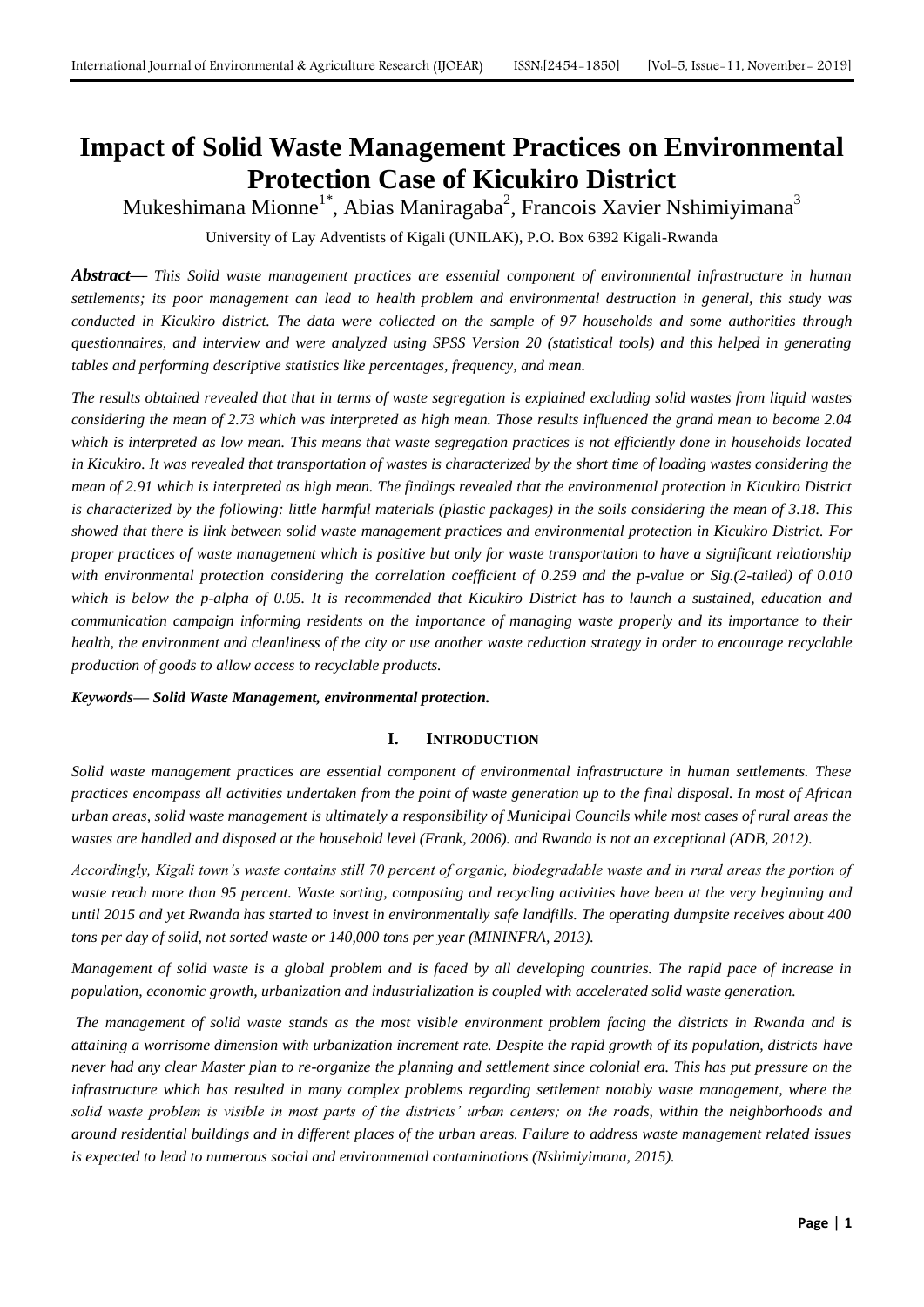# Impact of Solid Waste Management Practices on Environmental Protection Case of Kicukiro District

Mukeshimana Mionne[1*], Abias Maniragaba[2], Francois Xavier Nshimiyimana[3]

University of Lay Adventists of Kigali (UNILAK), P.O. Box 6392 Kigali-Rwanda

***Abstract*— *This Solid waste management practices are essential component of environmental infrastructure in human settlements; its poor management can lead to health problem and environmental destruction in general, this study was conducted in Kicukiro district. The data were collected on the sample of 97 households and some authorities through questionnaires, and interview and were analyzed using SPSS Version 20 (statistical tools) and this helped in generating tables and performing descriptive statistics like percentages, frequency, and mean.***

*The results obtained revealed that that in terms of waste segregation is explained excluding solid wastes from liquid wastes considering the mean of 2.73 which was interpreted as high mean. Those results influenced the grand mean to become 2.04 which is interpreted as low mean. This means that waste segregation practices is not efficiently done in households located in Kicukiro. It was revealed that transportation of wastes is characterized by the short time of loading wastes considering the mean of 2.91 which is interpreted as high mean. The findings revealed that the environmental protection in Kicukiro District is characterized by the following: little harmful materials (plastic packages) in the soils considering the mean of 3.18. This showed that there is link between solid waste management practices and environmental protection in Kicukiro District. For proper practices of waste management which is positive but only for waste transportation to have a significant relationship with environmental protection considering the correlation coefficient of 0.259 and the p-value or Sig.(2-tailed) of 0.010 which is below the p-alpha of 0.05. It is recommended that Kicukiro District has to launch a sustained, education and communication campaign informing residents on the importance of managing waste properly and its importance to their health, the environment and cleanliness of the city or use another waste reduction strategy in order to encourage recyclable production of goods to allow access to recyclable products.*

***Keywords*— *Solid Waste Management, environmental protection.***

## I. INTRODUCTION

*Solid waste management practices are essential component of environmental infrastructure in human settlements. These practices encompass all activities undertaken from the point of waste generation up to the final disposal. In most of African urban areas, solid waste management is ultimately a responsibility of Municipal Councils while most cases of rural areas the wastes are handled and disposed at the household level (Frank, 2006). and Rwanda is not an exceptional (ADB, 2012).*

*Accordingly, Kigali town's waste contains still 70 percent of organic, biodegradable waste and in rural areas the portion of waste reach more than 95 percent. Waste sorting, composting and recycling activities have been at the very beginning and until 2015 and yet Rwanda has started to invest in environmentally safe landfills. The operating dumpsite receives about 400 tons per day of solid, not sorted waste or 140,000 tons per year (MININFRA, 2013).*

*Management of solid waste is a global problem and is faced by all developing countries. The rapid pace of increase in population, economic growth, urbanization and industrialization is coupled with accelerated solid waste generation.*

*The management of solid waste stands as the most visible environment problem facing the districts in Rwanda and is attaining a worrisome dimension with urbanization increment rate. Despite the rapid growth of its population, districts have never had any clear Master plan to re-organize the planning and settlement since colonial era. This has put pressure on the infrastructure which has resulted in many complex problems regarding settlement notably waste management, where the solid waste problem is visible in most parts of the districts' urban centers; on the roads, within the neighborhoods and around residential buildings and in different places of the urban areas. Failure to address waste management related issues is expected to lead to numerous social and environmental contaminations (Nshimiyimana, 2015).*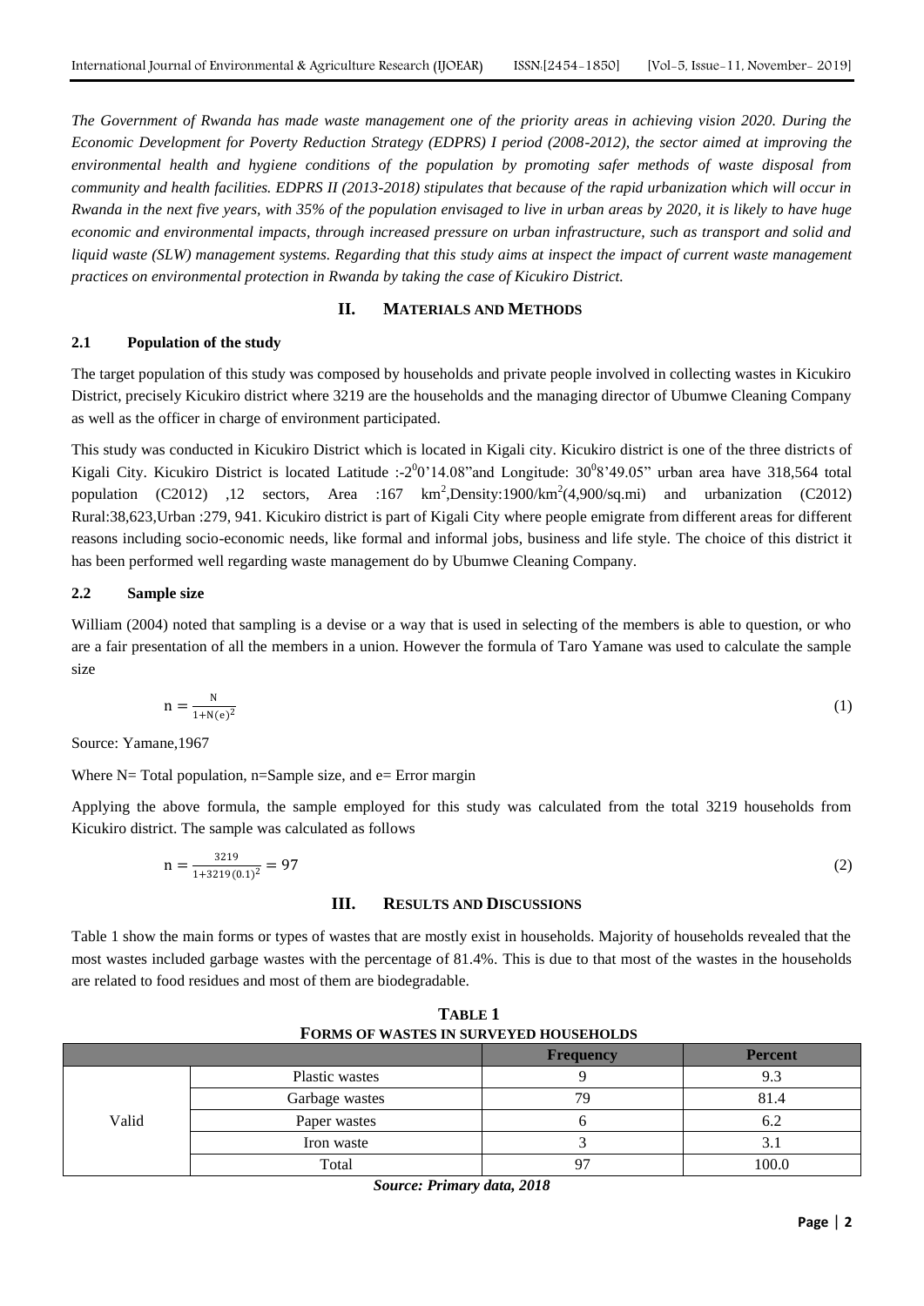*The Government of Rwanda has made waste management one of the priority areas in achieving vision 2020. During the Economic Development for Poverty Reduction Strategy (EDPRS) I period (2008-2012), the sector aimed at improving the environmental health and hygiene conditions of the population by promoting safer methods of waste disposal from community and health facilities. EDPRS II (2013-2018) stipulates that because of the rapid urbanization which will occur in Rwanda in the next five years, with 35% of the population envisaged to live in urban areas by 2020, it is likely to have huge economic and environmental impacts, through increased pressure on urban infrastructure, such as transport and solid and liquid waste (SLW) management systems. Regarding that this study aims at inspect the impact of current waste management practices on environmental protection in Rwanda by taking the case of Kicukiro District.*

## II. MATERIALS AND METHODS

### 2.1 Population of the study

The target population of this study was composed by households and private people involved in collecting wastes in Kicukiro District, precisely Kicukiro district where 3219 are the households and the managing director of Ubumwe Cleaning Company as well as the officer in charge of environment participated.

This study was conducted in Kicukiro District which is located in Kigali city. Kicukiro district is one of the three districts of Kigali City. Kicukiro District is located Latitude :-$2^0$0'14.08"and Longitude: $30^0$8'49.05" urban area have 318,564 total population (C2012) ,12 sectors, Area :167 $km^2$,Density:1900/$km^2$(4,900/sq.mi) and urbanization (C2012) Rural:38,623,Urban :279, 941. Kicukiro district is part of Kigali City where people emigrate from different areas for different reasons including socio-economic needs, like formal and informal jobs, business and life style. The choice of this district it has been performed well regarding waste management do by Ubumwe Cleaning Company.

### 2.2 Sample size

William (2004) noted that sampling is a devise or a way that is used in selecting of the members is able to question, or who are a fair presentation of all the members in a union. However the formula of Taro Yamane was used to calculate the sample size

$$n = \frac{N}{1+N(e)^2} \quad (1)$$

Source: Yamane,1967

Where N= Total population, n=Sample size, and e= Error margin

Applying the above formula, the sample employed for this study was calculated from the total 3219 households from Kicukiro district. The sample was calculated as follows

$$n = \frac{3219}{1+3219(0.1)^2} = 97 \quad (2)$$

## III. RESULTS AND DISCUSSIONS

Table 1 show the main forms or types of wastes that are mostly exist in households. Majority of households revealed that the most wastes included garbage wastes with the percentage of 81.4%. This is due to that most of the wastes in the households are related to food residues and most of them are biodegradable.

**TABLE 1**
**FORMS OF WASTES IN SURVEYED HOUSEHOLDS**

| | | Frequency | Percent |
|---|---|---|---|
| Valid | Plastic wastes | 9 | 9.3 |
| | Garbage wastes | 79 | 81.4 |
| | Paper wastes | 6 | 6.2 |
| | Iron waste | 3 | 3.1 |
| | Total | 97 | 100.0 |

*Source: Primary data, 2018*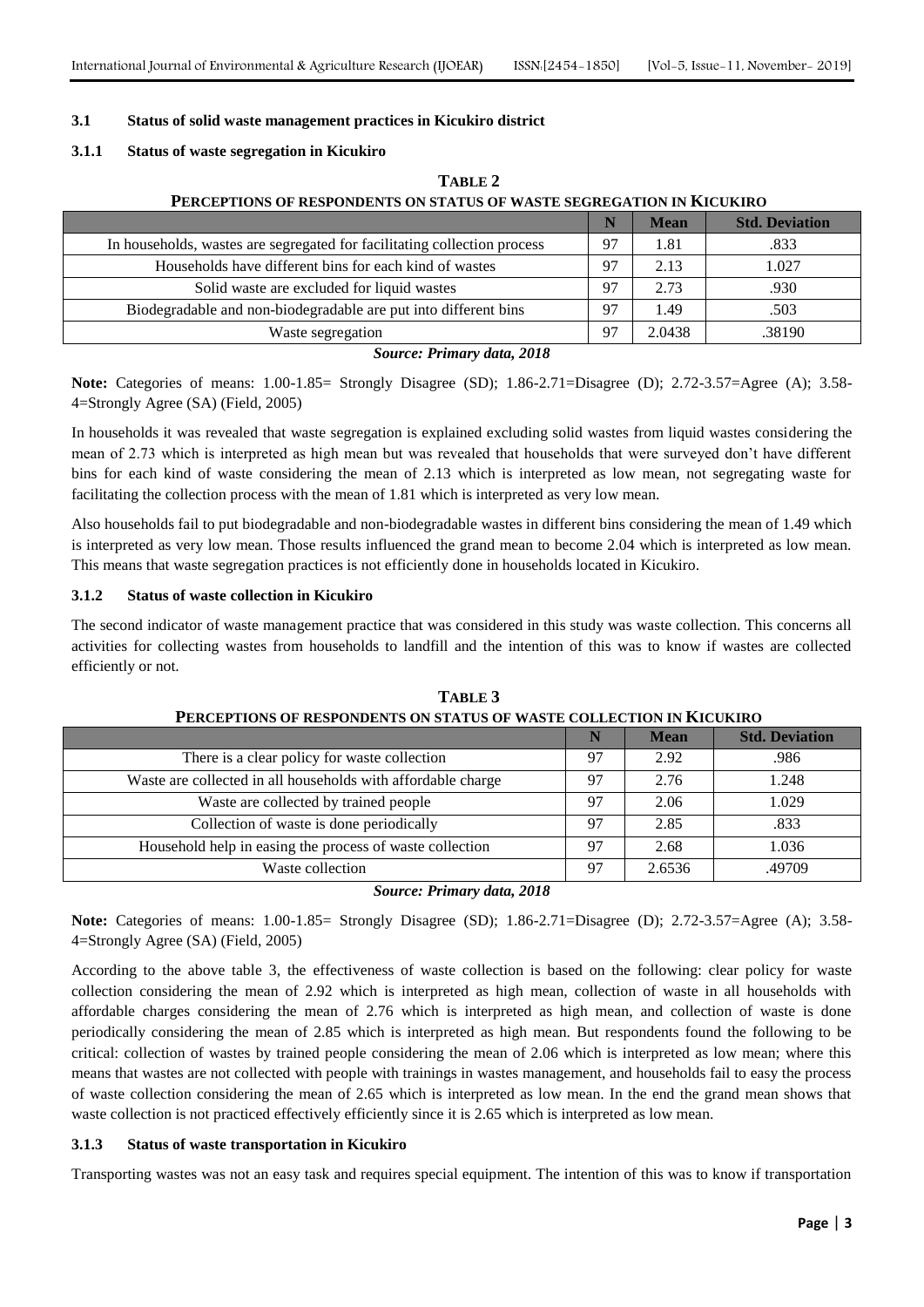### 3.1 Status of solid waste management practices in Kicukiro district

#### 3.1.1 Status of waste segregation in Kicukiro

**TABLE 2**
**PERCEPTIONS OF RESPONDENTS ON STATUS OF WASTE SEGREGATION IN KICUKIRO**

| | N | Mean | Std. Deviation |
|---|---|---|---|
| In households, wastes are segregated for facilitating collection process | 97 | 1.81 | .833 |
| Households have different bins for each kind of wastes | 97 | 2.13 | 1.027 |
| Solid waste are excluded for liquid wastes | 97 | 2.73 | .930 |
| Biodegradable and non-biodegradable are put into different bins | 97 | 1.49 | .503 |
| Waste segregation | 97 | 2.0438 | .38190 |

***Source: Primary data, 2018***

**Note:** Categories of means: 1.00-1.85= Strongly Disagree (SD); 1.86-2.71=Disagree (D); 2.72-3.57=Agree (A); 3.58-4=Strongly Agree (SA) (Field, 2005)

In households it was revealed that waste segregation is explained excluding solid wastes from liquid wastes considering the mean of 2.73 which is interpreted as high mean but was revealed that households that were surveyed don't have different bins for each kind of waste considering the mean of 2.13 which is interpreted as low mean, not segregating waste for facilitating the collection process with the mean of 1.81 which is interpreted as very low mean.

Also households fail to put biodegradable and non-biodegradable wastes in different bins considering the mean of 1.49 which is interpreted as very low mean. Those results influenced the grand mean to become 2.04 which is interpreted as low mean. This means that waste segregation practices is not efficiently done in households located in Kicukiro.

#### 3.1.2 Status of waste collection in Kicukiro

The second indicator of waste management practice that was considered in this study was waste collection. This concerns all activities for collecting wastes from households to landfill and the intention of this was to know if wastes are collected efficiently or not.

**TABLE 3**
**PERCEPTIONS OF RESPONDENTS ON STATUS OF WASTE COLLECTION IN KICUKIRO**

| | N | Mean | Std. Deviation |
|---|---|---|---|
| There is a clear policy for waste collection | 97 | 2.92 | .986 |
| Waste are collected in all households with affordable charge | 97 | 2.76 | 1.248 |
| Waste are collected by trained people | 97 | 2.06 | 1.029 |
| Collection of waste is done periodically | 97 | 2.85 | .833 |
| Household help in easing the process of waste collection | 97 | 2.68 | 1.036 |
| Waste collection | 97 | 2.6536 | .49709 |

***Source: Primary data, 2018***

**Note:** Categories of means: 1.00-1.85= Strongly Disagree (SD); 1.86-2.71=Disagree (D); 2.72-3.57=Agree (A); 3.58-4=Strongly Agree (SA) (Field, 2005)

According to the above table 3, the effectiveness of waste collection is based on the following: clear policy for waste collection considering the mean of 2.92 which is interpreted as high mean, collection of waste in all households with affordable charges considering the mean of 2.76 which is interpreted as high mean, and collection of waste is done periodically considering the mean of 2.85 which is interpreted as high mean. But respondents found the following to be critical: collection of wastes by trained people considering the mean of 2.06 which is interpreted as low mean; where this means that wastes are not collected with people with trainings in wastes management, and households fail to easy the process of waste collection considering the mean of 2.65 which is interpreted as low mean. In the end the grand mean shows that waste collection is not practiced effectively efficiently since it is 2.65 which is interpreted as low mean.

#### 3.1.3 Status of waste transportation in Kicukiro

Transporting wastes was not an easy task and requires special equipment. The intention of this was to know if transportation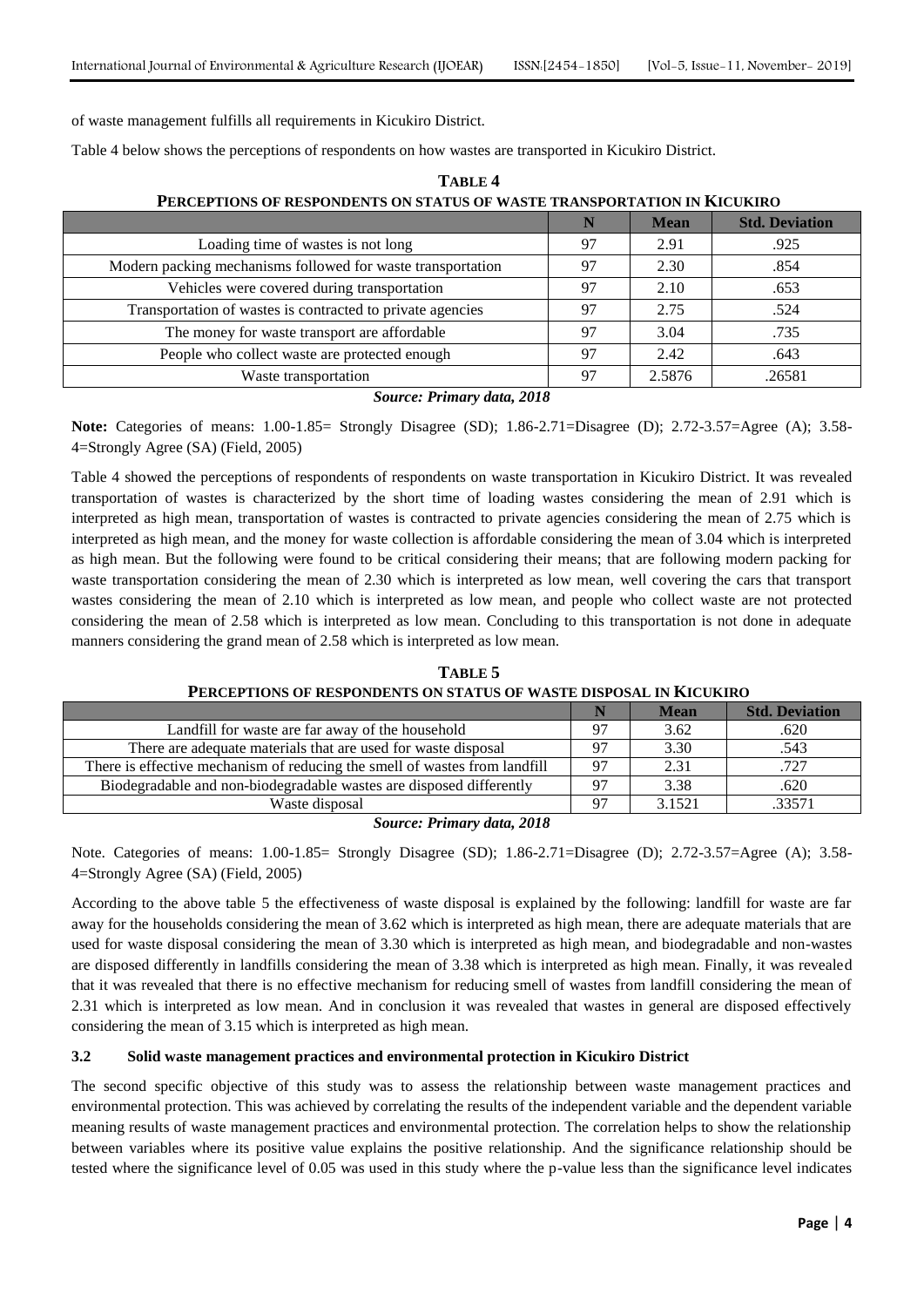of waste management fulfills all requirements in Kicukiro District.

Table 4 below shows the perceptions of respondents on how wastes are transported in Kicukiro District.

**TABLE 4**
**PERCEPTIONS OF RESPONDENTS ON STATUS OF WASTE TRANSPORTATION IN KICUKIRO**

| | N | Mean | Std. Deviation |
|---|---|---|---|
| Loading time of wastes is not long | 97 | 2.91 | .925 |
| Modern packing mechanisms followed for waste transportation | 97 | 2.30 | .854 |
| Vehicles were covered during transportation | 97 | 2.10 | .653 |
| Transportation of wastes is contracted to private agencies | 97 | 2.75 | .524 |
| The money for waste transport are affordable | 97 | 3.04 | .735 |
| People who collect waste are protected enough | 97 | 2.42 | .643 |
| Waste transportation | 97 | 2.5876 | .26581 |

***Source: Primary data, 2018***

**Note:** Categories of means: 1.00-1.85= Strongly Disagree (SD); 1.86-2.71=Disagree (D); 2.72-3.57=Agree (A); 3.58-4=Strongly Agree (SA) (Field, 2005)

Table 4 showed the perceptions of respondents of respondents on waste transportation in Kicukiro District. It was revealed transportation of wastes is characterized by the short time of loading wastes considering the mean of 2.91 which is interpreted as high mean, transportation of wastes is contracted to private agencies considering the mean of 2.75 which is interpreted as high mean, and the money for waste collection is affordable considering the mean of 3.04 which is interpreted as high mean. But the following were found to be critical considering their means; that are following modern packing for waste transportation considering the mean of 2.30 which is interpreted as low mean, well covering the cars that transport wastes considering the mean of 2.10 which is interpreted as low mean, and people who collect waste are not protected considering the mean of 2.58 which is interpreted as low mean. Concluding to this transportation is not done in adequate manners considering the grand mean of 2.58 which is interpreted as low mean.

**TABLE 5**
**PERCEPTIONS OF RESPONDENTS ON STATUS OF WASTE DISPOSAL IN KICUKIRO**

| | N | Mean | Std. Deviation |
|---|---|---|---|
| Landfill for waste are far away of the household | 97 | 3.62 | .620 |
| There are adequate materials that are used for waste disposal | 97 | 3.30 | .543 |
| There is effective mechanism of reducing the smell of wastes from landfill | 97 | 2.31 | .727 |
| Biodegradable and non-biodegradable wastes are disposed differently | 97 | 3.38 | .620 |
| Waste disposal | 97 | 3.1521 | .33571 |

***Source: Primary data, 2018***

Note. Categories of means: 1.00-1.85= Strongly Disagree (SD); 1.86-2.71=Disagree (D); 2.72-3.57=Agree (A); 3.58-4=Strongly Agree (SA) (Field, 2005)

According to the above table 5 the effectiveness of waste disposal is explained by the following: landfill for waste are far away for the households considering the mean of 3.62 which is interpreted as high mean, there are adequate materials that are used for waste disposal considering the mean of 3.30 which is interpreted as high mean, and biodegradable and non-wastes are disposed differently in landfills considering the mean of 3.38 which is interpreted as high mean. Finally, it was revealed that it was revealed that there is no effective mechanism for reducing smell of wastes from landfill considering the mean of 2.31 which is interpreted as low mean. And in conclusion it was revealed that wastes in general are disposed effectively considering the mean of 3.15 which is interpreted as high mean.

### 3.2 Solid waste management practices and environmental protection in Kicukiro District

The second specific objective of this study was to assess the relationship between waste management practices and environmental protection. This was achieved by correlating the results of the independent variable and the dependent variable meaning results of waste management practices and environmental protection. The correlation helps to show the relationship between variables where its positive value explains the positive relationship. And the significance relationship should be tested where the significance level of 0.05 was used in this study where the p-value less than the significance level indicates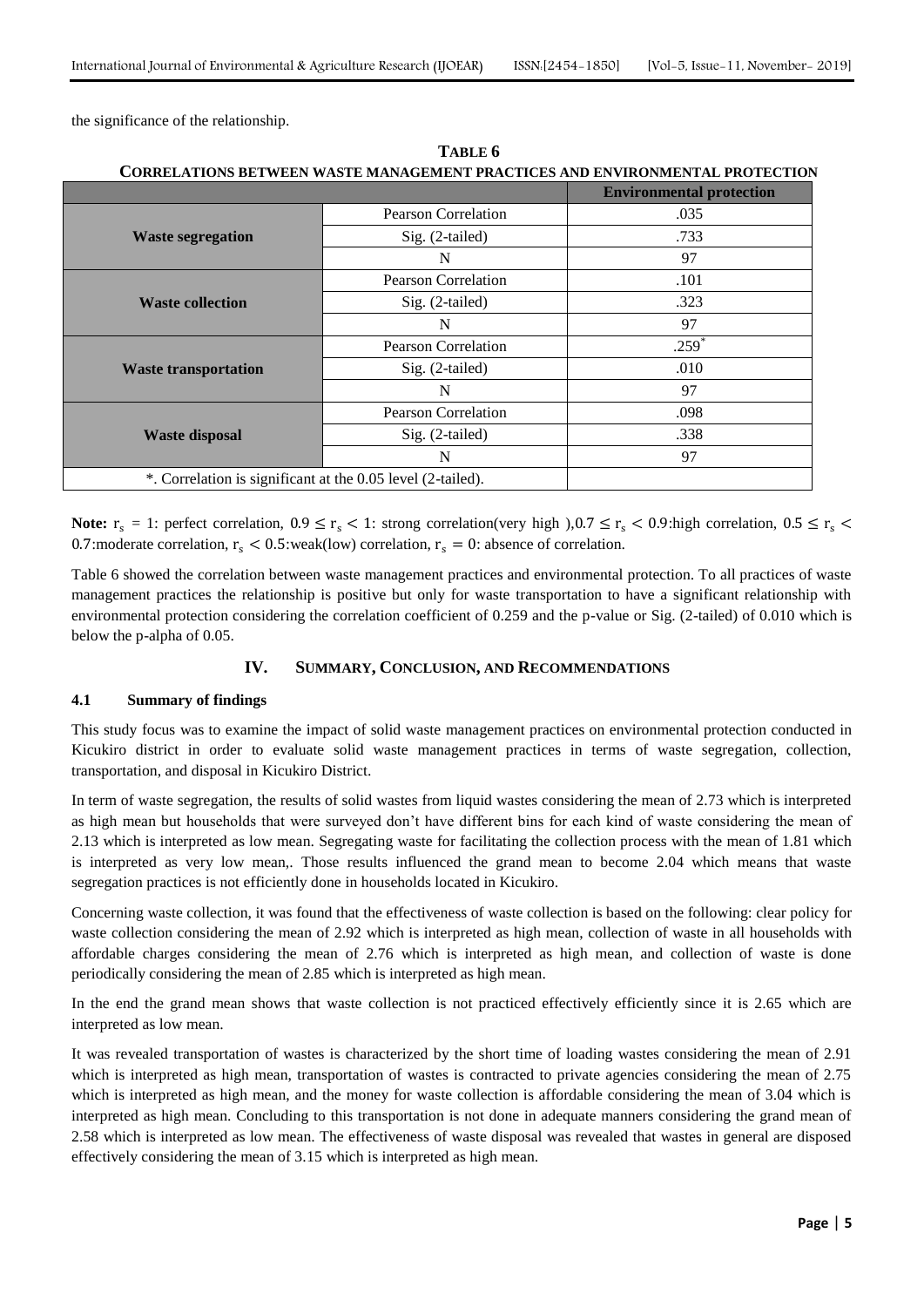the significance of the relationship.

**TABLE 6**
**CORRELATIONS BETWEEN WASTE MANAGEMENT PRACTICES AND ENVIRONMENTAL PROTECTION**

| | | **Environmental protection** |
|---|---|---|
| **Waste segregation** | Pearson Correlation | .035 |
| | Sig. (2-tailed) | .733 |
| | N | 97 |
| **Waste collection** | Pearson Correlation | .101 |
| | Sig. (2-tailed) | .323 |
| | N | 97 |
| **Waste transportation** | Pearson Correlation | .259* |
| | Sig. (2-tailed) | .010 |
| | N | 97 |
| **Waste disposal** | Pearson Correlation | .098 |
| | Sig. (2-tailed) | .338 |
| | N | 97 |
| *. Correlation is significant at the 0.05 level (2-tailed). | | |

**Note:** $r_s = 1$: perfect correlation, $0.9 \leq r_s < 1$: strong correlation(very high ),$0.7 \leq r_s < 0.9$:high correlation, $0.5 \leq r_s < 0.7$:moderate correlation, $r_s < 0.5$:weak(low) correlation, $r_s = 0$: absence of correlation.

Table 6 showed the correlation between waste management practices and environmental protection. To all practices of waste management practices the relationship is positive but only for waste transportation to have a significant relationship with environmental protection considering the correlation coefficient of 0.259 and the p-value or Sig. (2-tailed) of 0.010 which is below the p-alpha of 0.05.

## IV. SUMMARY, CONCLUSION, AND RECOMMENDATIONS

### 4.1 Summary of findings

This study focus was to examine the impact of solid waste management practices on environmental protection conducted in Kicukiro district in order to evaluate solid waste management practices in terms of waste segregation, collection, transportation, and disposal in Kicukiro District.

In term of waste segregation, the results of solid wastes from liquid wastes considering the mean of 2.73 which is interpreted as high mean but households that were surveyed don't have different bins for each kind of waste considering the mean of 2.13 which is interpreted as low mean. Segregating waste for facilitating the collection process with the mean of 1.81 which is interpreted as very low mean,. Those results influenced the grand mean to become 2.04 which means that waste segregation practices is not efficiently done in households located in Kicukiro.

Concerning waste collection, it was found that the effectiveness of waste collection is based on the following: clear policy for waste collection considering the mean of 2.92 which is interpreted as high mean, collection of waste in all households with affordable charges considering the mean of 2.76 which is interpreted as high mean, and collection of waste is done periodically considering the mean of 2.85 which is interpreted as high mean.

In the end the grand mean shows that waste collection is not practiced effectively efficiently since it is 2.65 which are interpreted as low mean.

It was revealed transportation of wastes is characterized by the short time of loading wastes considering the mean of 2.91 which is interpreted as high mean, transportation of wastes is contracted to private agencies considering the mean of 2.75 which is interpreted as high mean, and the money for waste collection is affordable considering the mean of 3.04 which is interpreted as high mean. Concluding to this transportation is not done in adequate manners considering the grand mean of 2.58 which is interpreted as low mean. The effectiveness of waste disposal was revealed that wastes in general are disposed effectively considering the mean of 3.15 which is interpreted as high mean.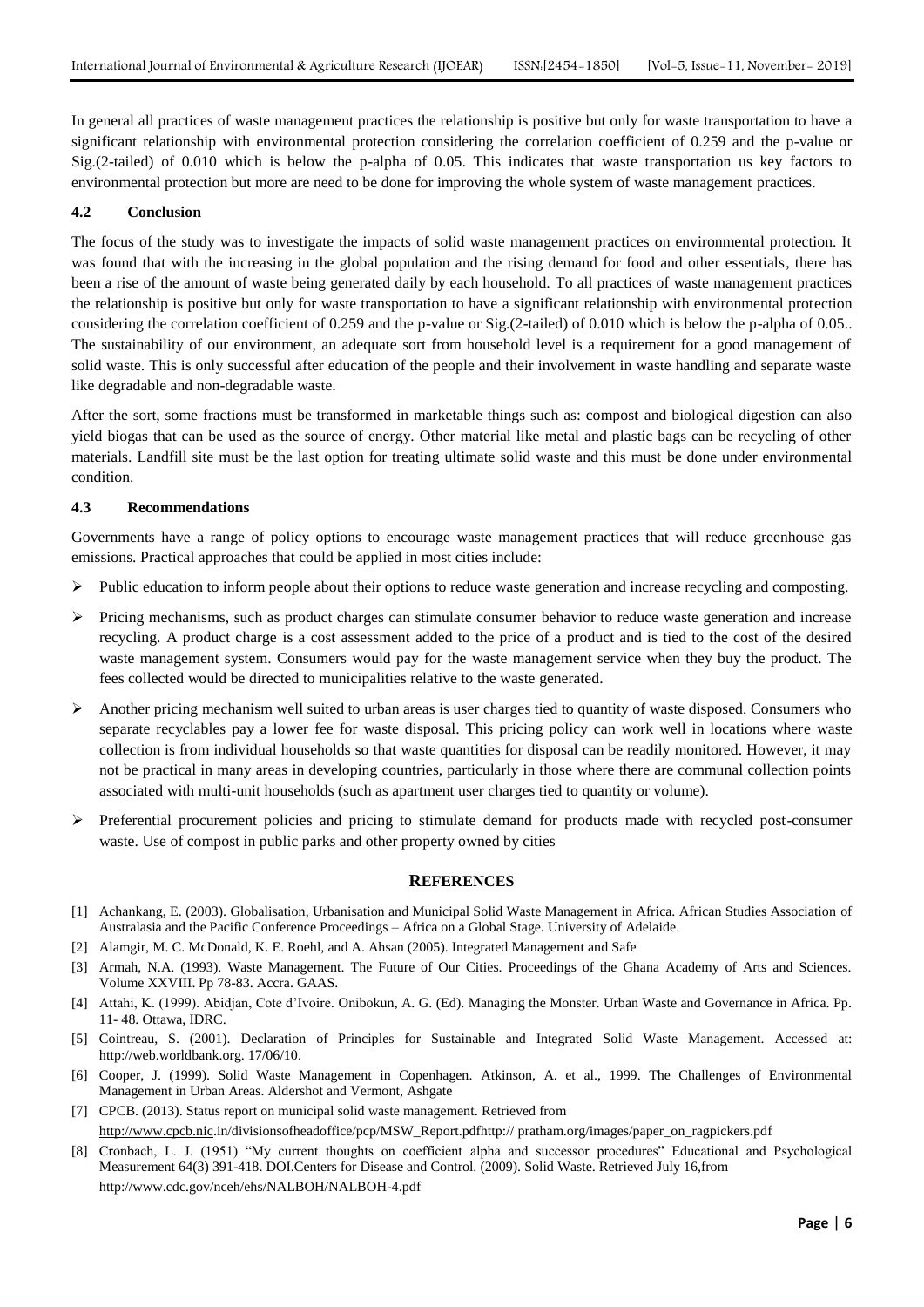In general all practices of waste management practices the relationship is positive but only for waste transportation to have a significant relationship with environmental protection considering the correlation coefficient of 0.259 and the p-value or Sig.(2-tailed) of 0.010 which is below the p-alpha of 0.05. This indicates that waste transportation us key factors to environmental protection but more are need to be done for improving the whole system of waste management practices.

### 4.2 Conclusion

The focus of the study was to investigate the impacts of solid waste management practices on environmental protection. It was found that with the increasing in the global population and the rising demand for food and other essentials, there has been a rise of the amount of waste being generated daily by each household. To all practices of waste management practices the relationship is positive but only for waste transportation to have a significant relationship with environmental protection considering the correlation coefficient of 0.259 and the p-value or Sig.(2-tailed) of 0.010 which is below the p-alpha of 0.05.. The sustainability of our environment, an adequate sort from household level is a requirement for a good management of solid waste. This is only successful after education of the people and their involvement in waste handling and separate waste like degradable and non-degradable waste.

After the sort, some fractions must be transformed in marketable things such as: compost and biological digestion can also yield biogas that can be used as the source of energy. Other material like metal and plastic bags can be recycling of other materials. Landfill site must be the last option for treating ultimate solid waste and this must be done under environmental condition.

### 4.3 Recommendations

Governments have a range of policy options to encourage waste management practices that will reduce greenhouse gas emissions. Practical approaches that could be applied in most cities include:

- Public education to inform people about their options to reduce waste generation and increase recycling and composting.
- Pricing mechanisms, such as product charges can stimulate consumer behavior to reduce waste generation and increase recycling. A product charge is a cost assessment added to the price of a product and is tied to the cost of the desired waste management system. Consumers would pay for the waste management service when they buy the product. The fees collected would be directed to municipalities relative to the waste generated.
- Another pricing mechanism well suited to urban areas is user charges tied to quantity of waste disposed. Consumers who separate recyclables pay a lower fee for waste disposal. This pricing policy can work well in locations where waste collection is from individual households so that waste quantities for disposal can be readily monitored. However, it may not be practical in many areas in developing countries, particularly in those where there are communal collection points associated with multi-unit households (such as apartment user charges tied to quantity or volume).
- Preferential procurement policies and pricing to stimulate demand for products made with recycled post-consumer waste. Use of compost in public parks and other property owned by cities

## REFERENCES

[1] Achankang, E. (2003). Globalisation, Urbanisation and Municipal Solid Waste Management in Africa. African Studies Association of Australasia and the Pacific Conference Proceedings – Africa on a Global Stage. University of Adelaide.

[2] Alamgir, M. C. McDonald, K. E. Roehl, and A. Ahsan (2005). Integrated Management and Safe

[3] Armah, N.A. (1993). Waste Management. The Future of Our Cities. Proceedings of the Ghana Academy of Arts and Sciences. Volume XXVIII. Pp 78-83. Accra. GAAS.

[4] Attahi, K. (1999). Abidjan, Cote d'Ivoire. Onibokun, A. G. (Ed). Managing the Monster. Urban Waste and Governance in Africa. Pp. 11- 48. Ottawa, IDRC.

[5] Cointreau, S. (2001). Declaration of Principles for Sustainable and Integrated Solid Waste Management. Accessed at: http://web.worldbank.org. 17/06/10.

[6] Cooper, J. (1999). Solid Waste Management in Copenhagen. Atkinson, A. et al., 1999. The Challenges of Environmental Management in Urban Areas. Aldershot and Vermont, Ashgate

[7] CPCB. (2013). Status report on municipal solid waste management. Retrieved from http://www.cpcb.nic.in/divisionsofheadoffice/pcp/MSW_Report.pdfhttp:// pratham.org/images/paper_on_ragpickers.pdf

[8] Cronbach, L. J. (1951) "My current thoughts on coefficient alpha and successor procedures" Educational and Psychological Measurement 64(3) 391-418. DOI.Centers for Disease and Control. (2009). Solid Waste. Retrieved July 16,from http://www.cdc.gov/nceh/ehs/NALBOH/NALBOH-4.pdf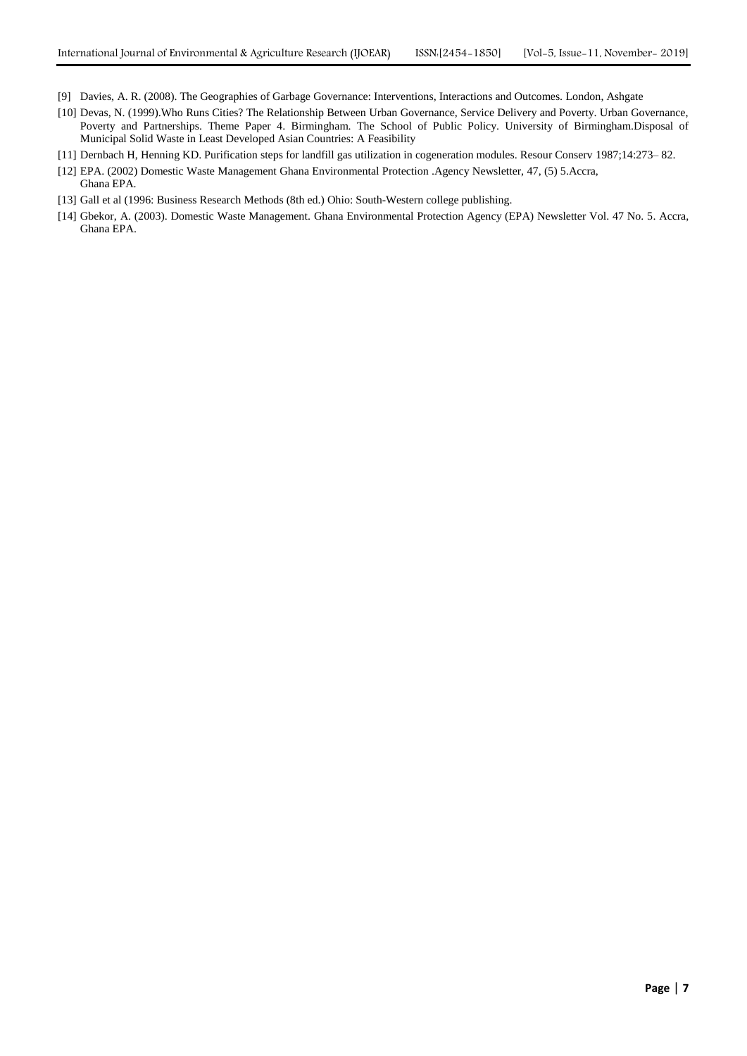[9] Davies, A. R. (2008). The Geographies of Garbage Governance: Interventions, Interactions and Outcomes. London, Ashgate

[10] Devas, N. (1999).Who Runs Cities? The Relationship Between Urban Governance, Service Delivery and Poverty. Urban Governance, Poverty and Partnerships. Theme Paper 4. Birmingham. The School of Public Policy. University of Birmingham.Disposal of Municipal Solid Waste in Least Developed Asian Countries: A Feasibility

[11] Dernbach H, Henning KD. Purification steps for landfill gas utilization in cogeneration modules. Resour Conserv 1987;14:273– 82.

[12] EPA. (2002) Domestic Waste Management Ghana Environmental Protection .Agency Newsletter, 47, (5) 5.Accra, Ghana EPA.

[13] Gall et al (1996: Business Research Methods (8th ed.) Ohio: South-Western college publishing.

[14] Gbekor, A. (2003). Domestic Waste Management. Ghana Environmental Protection Agency (EPA) Newsletter Vol. 47 No. 5. Accra, Ghana EPA.